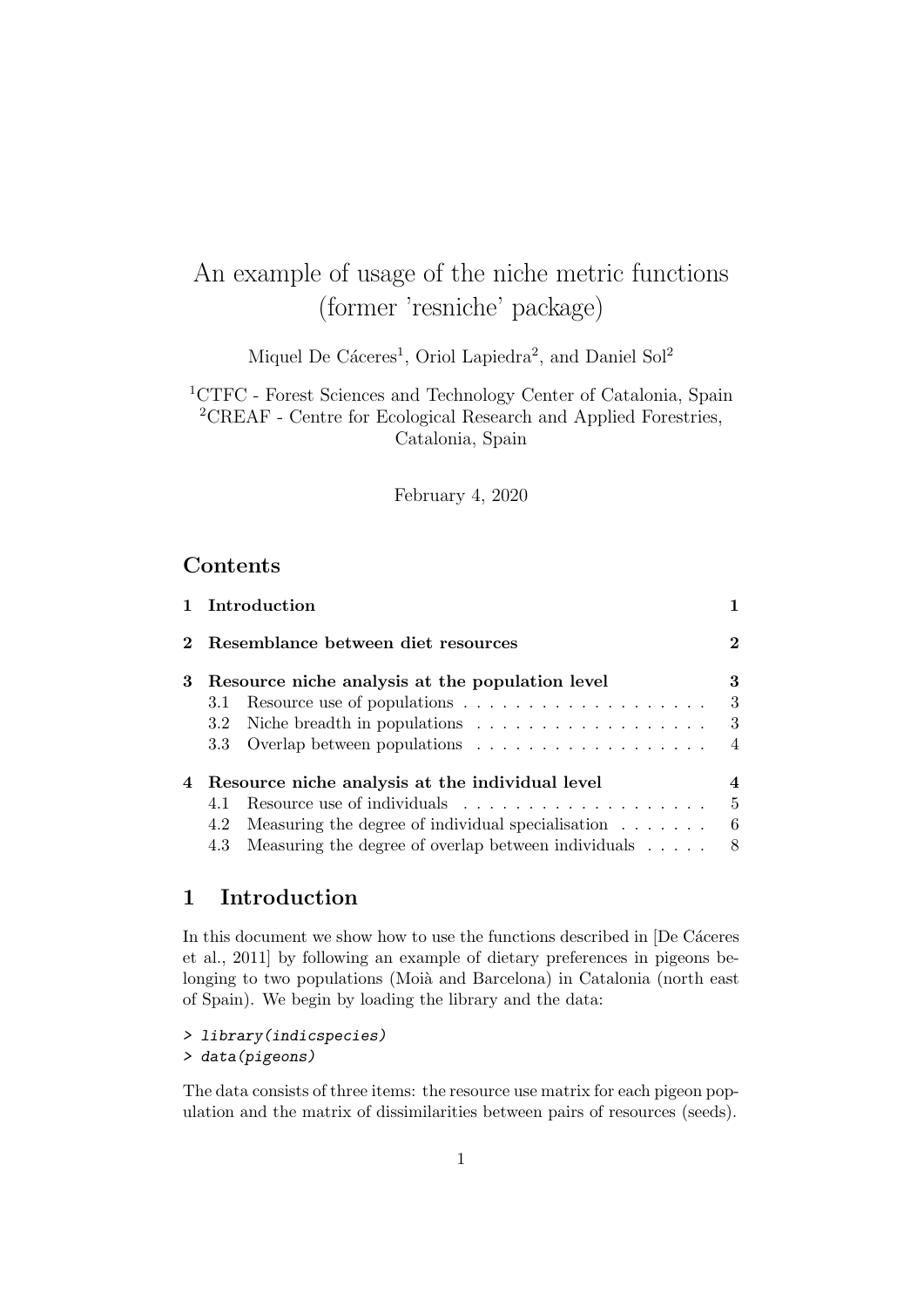# An example of usage of the niche metric functions (former 'resniche' package)

Miquel De Cáceres[1], Oriol Lapiedra[2], and Daniel Sol[2]

[1]CTFC - Forest Sciences and Technology Center of Catalonia, Spain
[2]CREAF - Centre for Ecological Research and Applied Forestries, Catalonia, Spain

February 4, 2020

## Contents

| | | |
|---|---|---|
| **1** | **Introduction** | **1** |
| **2** | **Resemblance between diet resources** | **2** |
| **3** | **Resource niche analysis at the population level** | **3** |
| 3.1 | Resource use of populations | 3 |
| 3.2 | Niche breadth in populations | 3 |
| 3.3 | Overlap between populations | 4 |
| **4** | **Resource niche analysis at the individual level** | **4** |
| 4.1 | Resource use of individuals | 5 |
| 4.2 | Measuring the degree of individual specialisation | 6 |
| 4.3 | Measuring the degree of overlap between individuals | 8 |

## 1 Introduction

In this document we show how to use the functions described in [De Cáceres et al., 2011] by following an example of dietary preferences in pigeons belonging to two populations (Moià and Barcelona) in Catalonia (north east of Spain). We begin by loading the library and the data:

```
> library(indicspecies)
> data(pigeons)
```

The data consists of three items: the resource use matrix for each pigeon population and the matrix of dissimilarities between pairs of resources (seeds).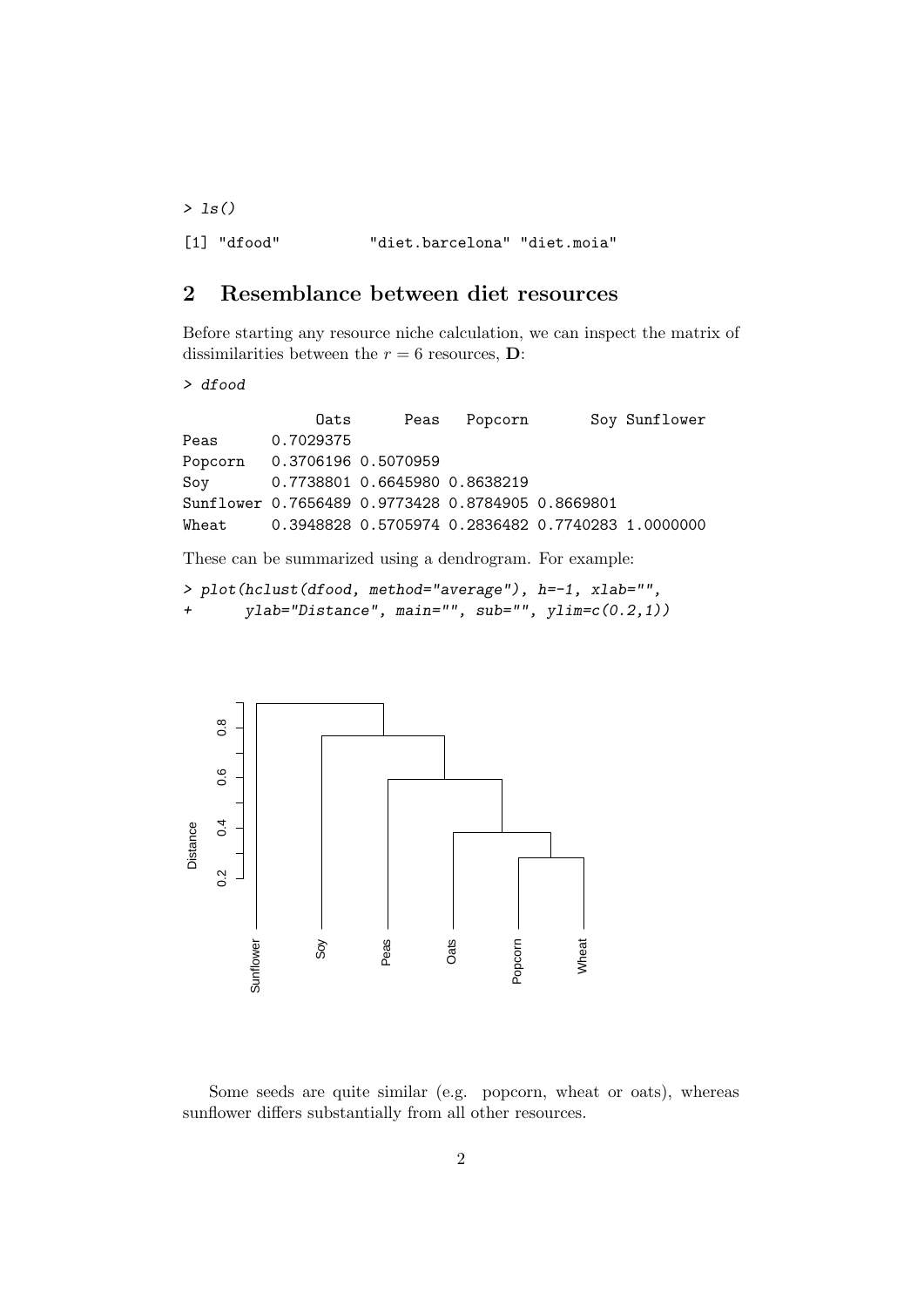```
> ls()

[1] "dfood"          "diet.barcelona" "diet.moia"
```

## 2 Resemblance between diet resources

Before starting any resource niche calculation, we can inspect the matrix of dissimilarities between the $r = 6$ resources, $\mathbf{D}$:

```
> dfood

               Oats      Peas   Popcorn       Soy Sunflower
Peas      0.7029375
Popcorn   0.3706196 0.5070959
Soy       0.7738801 0.6645980 0.8638219
Sunflower 0.7656489 0.9773428 0.8784905 0.8669801
Wheat     0.3948828 0.5705974 0.2836482 0.7740283 1.0000000
```

These can be summarized using a dendrogram. For example:

```
> plot(hclust(dfood, method="average"), h=-1, xlab="",
+      ylab="Distance", main="", sub="", ylim=c(0.2,1))
```

Some seeds are quite similar (e.g. popcorn, wheat or oats), whereas sunflower differs substantially from all other resources.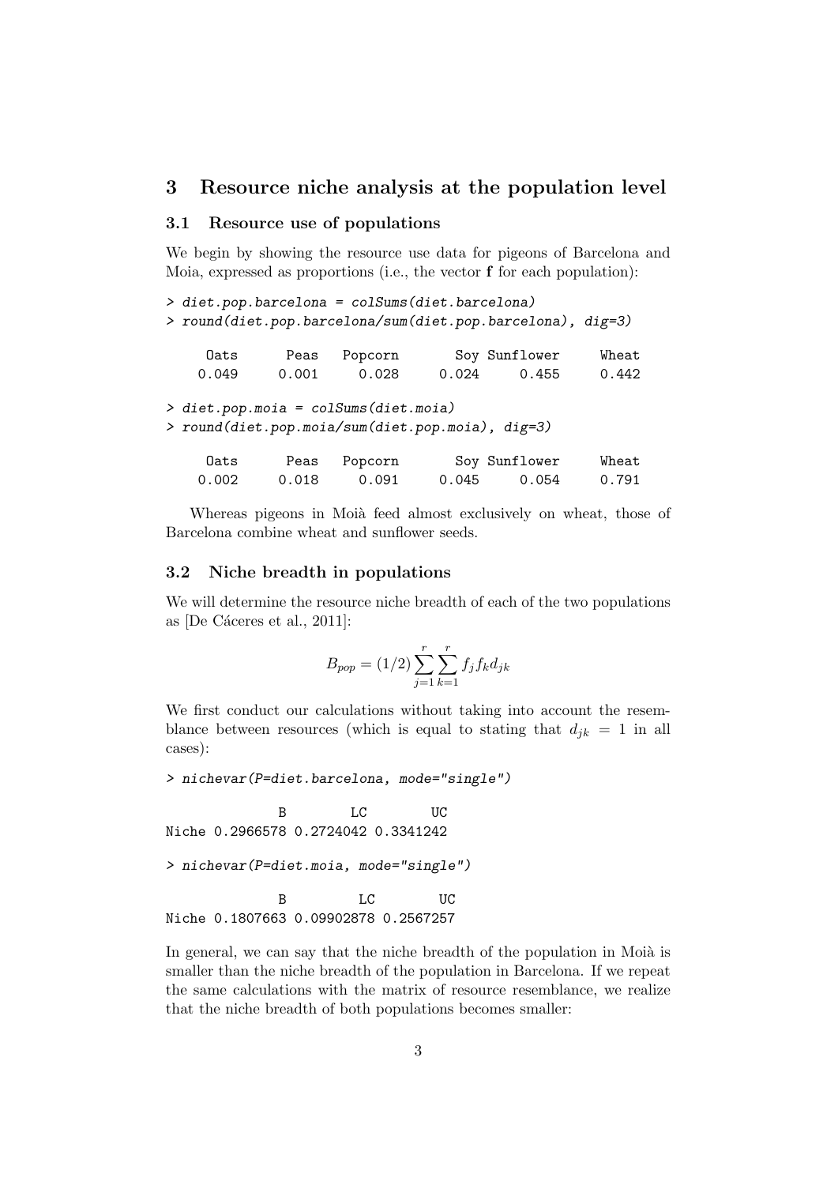## 3 Resource niche analysis at the population level

### 3.1 Resource use of populations

We begin by showing the resource use data for pigeons of Barcelona and Moia, expressed as proportions (i.e., the vector **f** for each population):

```
> diet.pop.barcelona = colSums(diet.barcelona)
> round(diet.pop.barcelona/sum(diet.pop.barcelona), dig=3)

     Oats      Peas   Popcorn       Soy Sunflower     Wheat
    0.049     0.001     0.028     0.024     0.455     0.442

> diet.pop.moia = colSums(diet.moia)
> round(diet.pop.moia/sum(diet.pop.moia), dig=3)

     Oats      Peas   Popcorn       Soy Sunflower     Wheat
    0.002     0.018     0.091     0.045     0.054     0.791
```

Whereas pigeons in Moià feed almost exclusively on wheat, those of Barcelona combine wheat and sunflower seeds.

### 3.2 Niche breadth in populations

We will determine the resource niche breadth of each of the two populations as [De Cáceres et al., 2011]:

$$B_{pop} = (1/2) \sum_{j=1}^{r} \sum_{k=1}^{r} f_j f_k d_{jk}$$

We first conduct our calculations without taking into account the resemblance between resources (which is equal to stating that $d_{jk} = 1$ in all cases):

```
> nichevar(P=diet.barcelona, mode="single")

              B        LC        UC
Niche 0.2966578 0.2724042 0.3341242

> nichevar(P=diet.moia, mode="single")

              B         LC        UC
Niche 0.1807663 0.09902878 0.2567257
```

In general, we can say that the niche breadth of the population in Moià is smaller than the niche breadth of the population in Barcelona. If we repeat the same calculations with the matrix of resource resemblance, we realize that the niche breadth of both populations becomes smaller: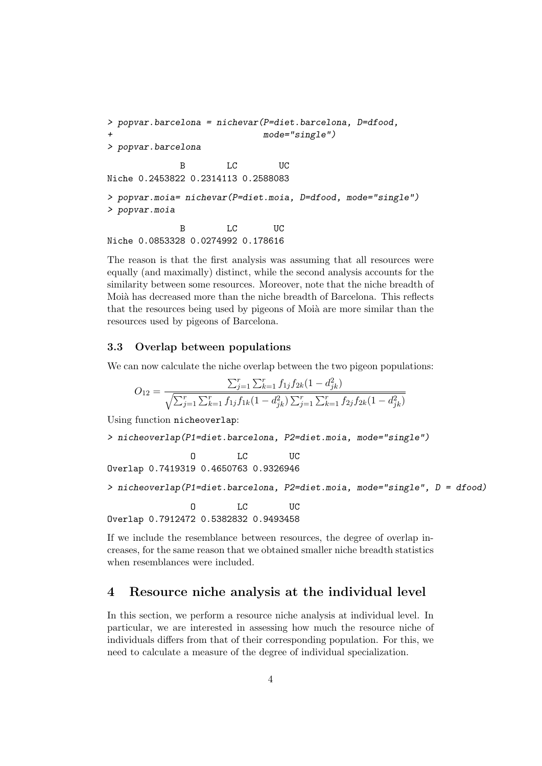```
> popvar.barcelona = nichevar(P=diet.barcelona, D=dfood,
+                             mode="single")
> popvar.barcelona

              B        LC        UC
Niche 0.2453822 0.2314113 0.2588083

> popvar.moia= nichevar(P=diet.moia, D=dfood, mode="single")
> popvar.moia

              B        LC       UC
Niche 0.0853328 0.0274992 0.178616
```

The reason is that the first analysis was assuming that all resources were equally (and maximally) distinct, while the second analysis accounts for the similarity between some resources. Moreover, note that the niche breadth of Moià has decreased more than the niche breadth of Barcelona. This reflects that the resources being used by pigeons of Moià are more similar than the resources used by pigeons of Barcelona.

### 3.3 Overlap between populations

We can now calculate the niche overlap between the two pigeon populations:

$$O_{12} = \frac{\sum_{j=1}^{r}\sum_{k=1}^{r} f_{1j}f_{2k}(1-d_{jk}^2)}{\sqrt{\sum_{j=1}^{r}\sum_{k=1}^{r} f_{1j}f_{1k}(1-d_{jk}^2)\sum_{j=1}^{r}\sum_{k=1}^{r} f_{2j}f_{2k}(1-d_{jk}^2)}}$$

Using function `nicheoverlap`:

```
> nicheoverlap(P1=diet.barcelona, P2=diet.moia, mode="single")

                O        LC        UC
Overlap 0.7419319 0.4650763 0.9326946

> nicheoverlap(P1=diet.barcelona, P2=diet.moia, mode="single", D = dfood)

                O        LC        UC
Overlap 0.7912472 0.5382832 0.9493458
```

If we include the resemblance between resources, the degree of overlap increases, for the same reason that we obtained smaller niche breadth statistics when resemblances were included.

## 4 Resource niche analysis at the individual level

In this section, we perform a resource niche analysis at individual level. In particular, we are interested in assessing how much the resource niche of individuals differs from that of their corresponding population. For this, we need to calculate a measure of the degree of individual specialization.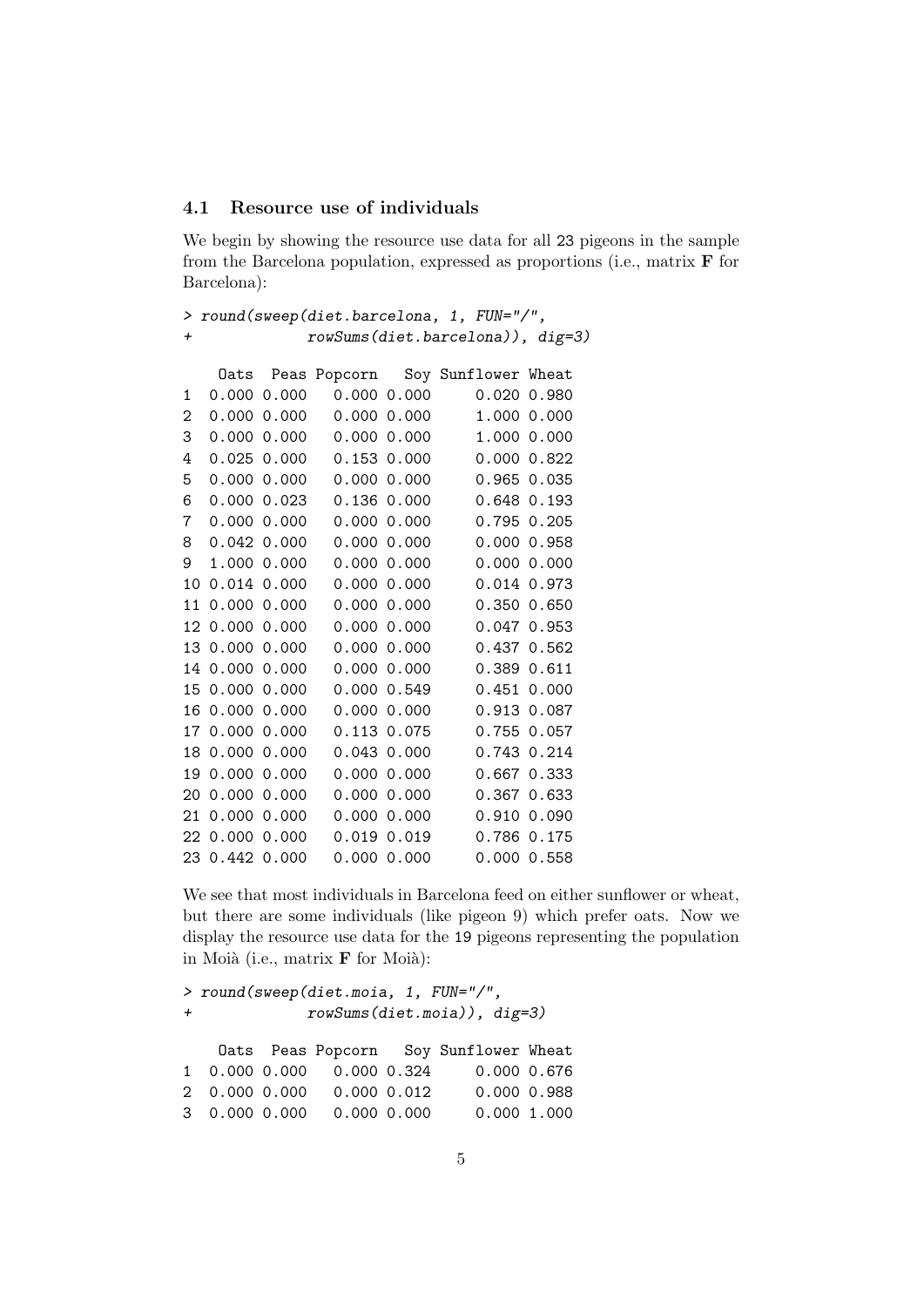### 4.1 Resource use of individuals

We begin by showing the resource use data for all 23 pigeons in the sample from the Barcelona population, expressed as proportions (i.e., matrix **F** for Barcelona):

```
> round(sweep(diet.barcelona, 1, FUN="/",
+             rowSums(diet.barcelona)), dig=3)

    Oats  Peas Popcorn   Soy Sunflower Wheat
1  0.000 0.000   0.000 0.000     0.020 0.980
2  0.000 0.000   0.000 0.000     1.000 0.000
3  0.000 0.000   0.000 0.000     1.000 0.000
4  0.025 0.000   0.153 0.000     0.000 0.822
5  0.000 0.000   0.000 0.000     0.965 0.035
6  0.000 0.023   0.136 0.000     0.648 0.193
7  0.000 0.000   0.000 0.000     0.795 0.205
8  0.042 0.000   0.000 0.000     0.000 0.958
9  1.000 0.000   0.000 0.000     0.000 0.000
10 0.014 0.000   0.000 0.000     0.014 0.973
11 0.000 0.000   0.000 0.000     0.350 0.650
12 0.000 0.000   0.000 0.000     0.047 0.953
13 0.000 0.000   0.000 0.000     0.437 0.562
14 0.000 0.000   0.000 0.000     0.389 0.611
15 0.000 0.000   0.000 0.549     0.451 0.000
16 0.000 0.000   0.000 0.000     0.913 0.087
17 0.000 0.000   0.113 0.075     0.755 0.057
18 0.000 0.000   0.043 0.000     0.743 0.214
19 0.000 0.000   0.000 0.000     0.667 0.333
20 0.000 0.000   0.000 0.000     0.367 0.633
21 0.000 0.000   0.000 0.000     0.910 0.090
22 0.000 0.000   0.019 0.019     0.786 0.175
23 0.442 0.000   0.000 0.000     0.000 0.558
```

We see that most individuals in Barcelona feed on either sunflower or wheat, but there are some individuals (like pigeon 9) which prefer oats. Now we display the resource use data for the 19 pigeons representing the population in Moià (i.e., matrix **F** for Moià):

```
> round(sweep(diet.moia, 1, FUN="/",
+             rowSums(diet.moia)), dig=3)

    Oats  Peas Popcorn   Soy Sunflower Wheat
1  0.000 0.000   0.000 0.324     0.000 0.676
2  0.000 0.000   0.000 0.012     0.000 0.988
3  0.000 0.000   0.000 0.000     0.000 1.000
```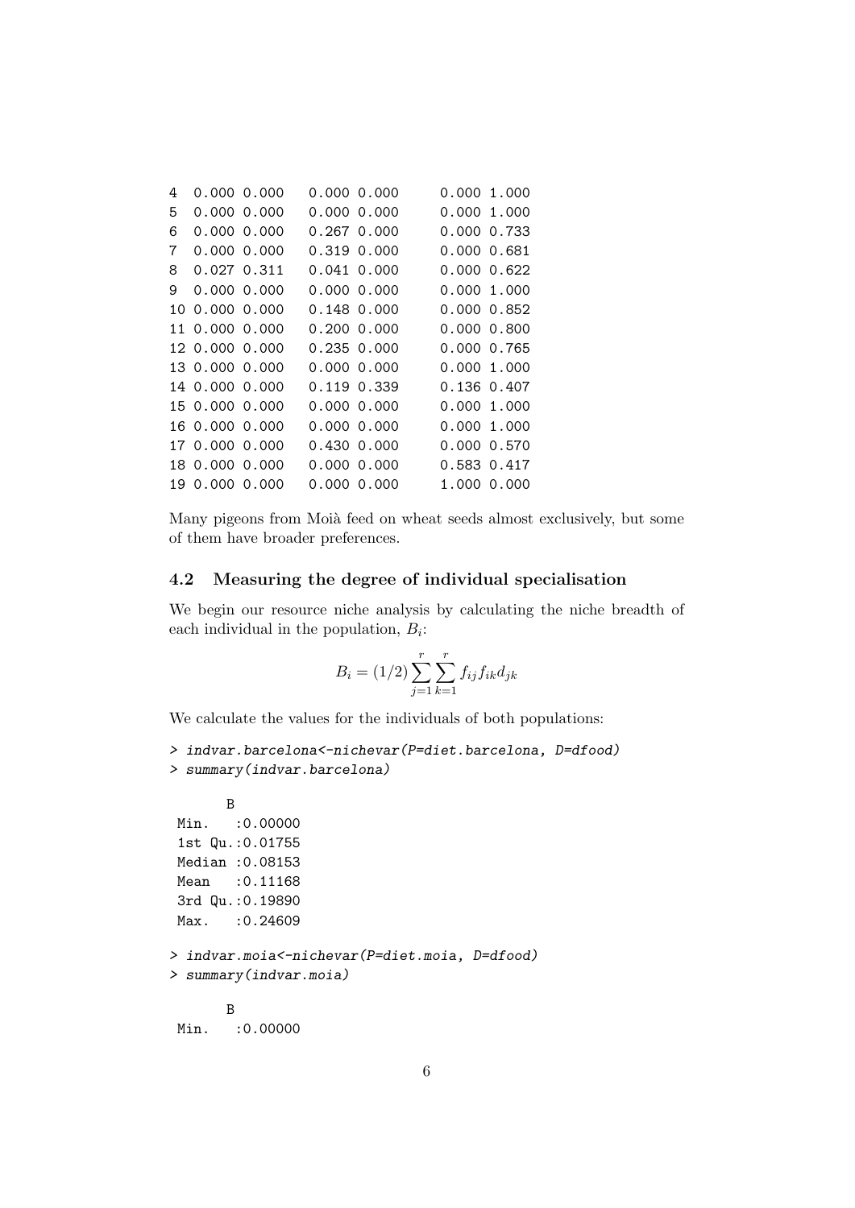```
4  0.000 0.000  0.000 0.000    0.000 1.000
5  0.000 0.000  0.000 0.000    0.000 1.000
6  0.000 0.000  0.267 0.000    0.000 0.733
7  0.000 0.000  0.319 0.000    0.000 0.681
8  0.027 0.311  0.041 0.000    0.000 0.622
9  0.000 0.000  0.000 0.000    0.000 1.000
10 0.000 0.000  0.148 0.000    0.000 0.852
11 0.000 0.000  0.200 0.000    0.000 0.800
12 0.000 0.000  0.235 0.000    0.000 0.765
13 0.000 0.000  0.000 0.000    0.000 1.000
14 0.000 0.000  0.119 0.339    0.136 0.407
15 0.000 0.000  0.000 0.000    0.000 1.000
16 0.000 0.000  0.000 0.000    0.000 1.000
17 0.000 0.000  0.430 0.000    0.000 0.570
18 0.000 0.000  0.000 0.000    0.583 0.417
19 0.000 0.000  0.000 0.000    1.000 0.000
```

Many pigeons from Moià feed on wheat seeds almost exclusively, but some of them have broader preferences.

### 4.2 Measuring the degree of individual specialisation

We begin our resource niche analysis by calculating the niche breadth of each individual in the population, $B_i$:

$$B_i = (1/2) \sum_{j=1}^{r} \sum_{k=1}^{r} f_{ij} f_{ik} d_{jk}$$

We calculate the values for the individuals of both populations:

```
> indvar.barcelona<-nichevar(P=diet.barcelona, D=dfood)
> summary(indvar.barcelona)

       B
 Min.   :0.00000
 1st Qu.:0.01755
 Median :0.08153
 Mean   :0.11168
 3rd Qu.:0.19890
 Max.   :0.24609

> indvar.moia<-nichevar(P=diet.moia, D=dfood)
> summary(indvar.moia)

       B
 Min.   :0.00000
```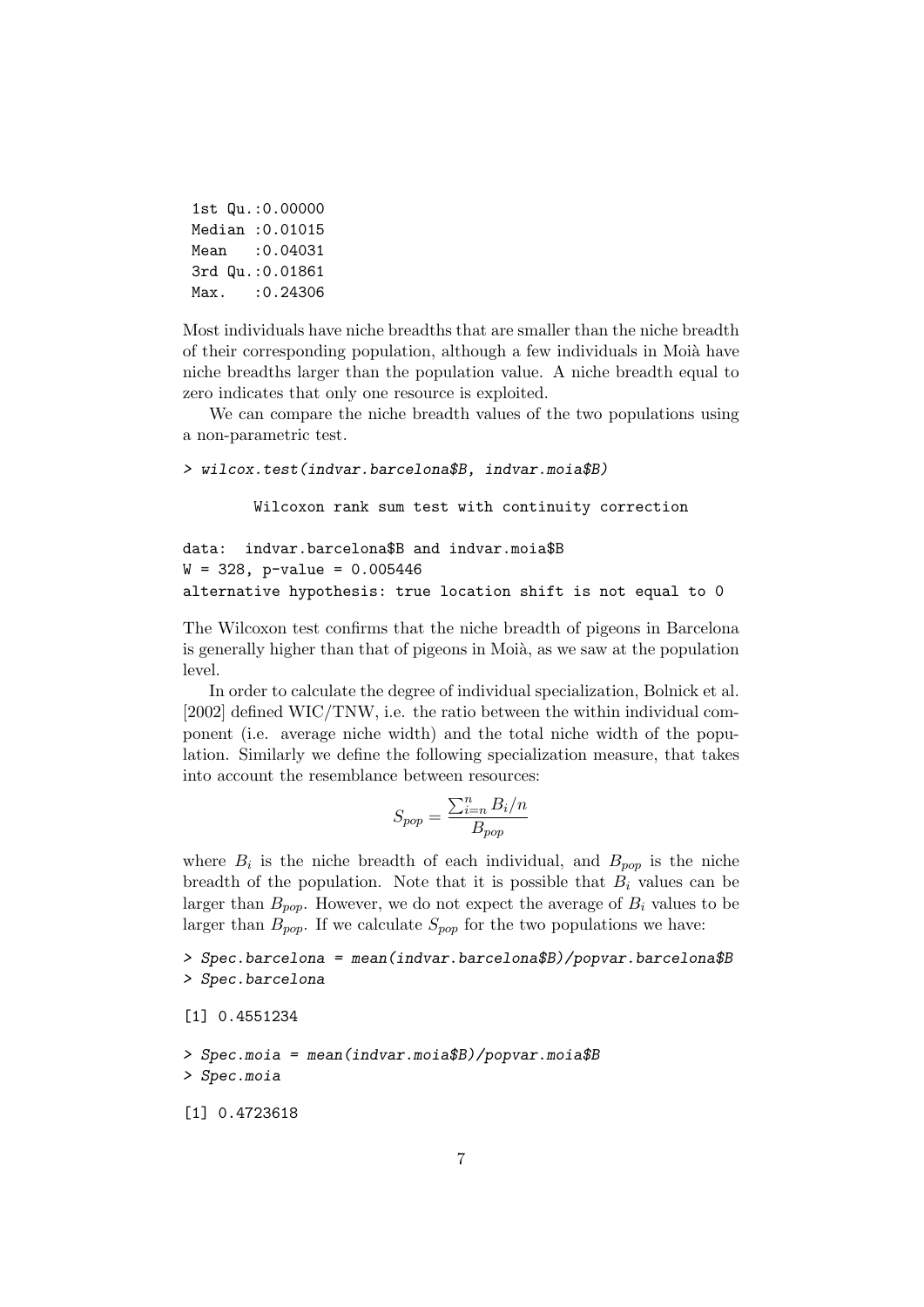```
 1st Qu.:0.00000
 Median :0.01015
 Mean   :0.04031
 3rd Qu.:0.01861
 Max.   :0.24306
```

Most individuals have niche breadths that are smaller than the niche breadth of their corresponding population, although a few individuals in Moià have niche breadths larger than the population value. A niche breadth equal to zero indicates that only one resource is exploited.

We can compare the niche breadth values of the two populations using a non-parametric test.

```
> wilcox.test(indvar.barcelona$B, indvar.moia$B)

        Wilcoxon rank sum test with continuity correction

data:  indvar.barcelona$B and indvar.moia$B
W = 328, p-value = 0.005446
alternative hypothesis: true location shift is not equal to 0
```

The Wilcoxon test confirms that the niche breadth of pigeons in Barcelona is generally higher than that of pigeons in Moià, as we saw at the population level.

In order to calculate the degree of individual specialization, Bolnick et al. [2002] defined WIC/TNW, i.e. the ratio between the within individual component (i.e. average niche width) and the total niche width of the population. Similarly we define the following specialization measure, that takes into account the resemblance between resources:

$$S_{pop} = \frac{\sum_{i=n}^{n} B_i/n}{B_{pop}}$$

where $B_i$ is the niche breadth of each individual, and $B_{pop}$ is the niche breadth of the population. Note that it is possible that $B_i$ values can be larger than $B_{pop}$. However, we do not expect the average of $B_i$ values to be larger than $B_{pop}$. If we calculate $S_{pop}$ for the two populations we have:

```
> Spec.barcelona = mean(indvar.barcelona$B)/popvar.barcelona$B
> Spec.barcelona

[1] 0.4551234

> Spec.moia = mean(indvar.moia$B)/popvar.moia$B
> Spec.moia

[1] 0.4723618
```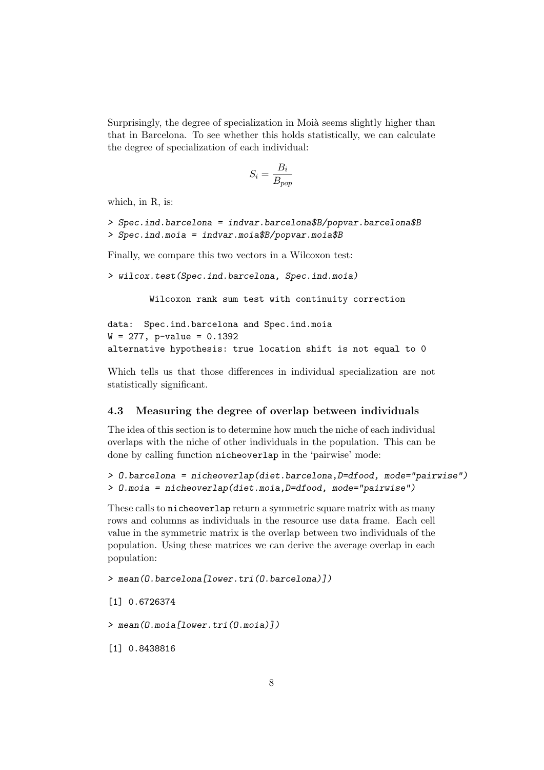Surprisingly, the degree of specialization in Moià seems slightly higher than that in Barcelona. To see whether this holds statistically, we can calculate the degree of specialization of each individual:

$$S_i = \frac{B_i}{B_{pop}}$$

which, in R, is:

```
> Spec.ind.barcelona = indvar.barcelona$B/popvar.barcelona$B
> Spec.ind.moia = indvar.moia$B/popvar.moia$B
```

Finally, we compare this two vectors in a Wilcoxon test:

```
> wilcox.test(Spec.ind.barcelona, Spec.ind.moia)

        Wilcoxon rank sum test with continuity correction

data:  Spec.ind.barcelona and Spec.ind.moia
W = 277, p-value = 0.1392
alternative hypothesis: true location shift is not equal to 0
```

Which tells us that those differences in individual specialization are not statistically significant.

### 4.3 Measuring the degree of overlap between individuals

The idea of this section is to determine how much the niche of each individual overlaps with the niche of other individuals in the population. This can be done by calling function `nicheoverlap` in the 'pairwise' mode:

```
> O.barcelona = nicheoverlap(diet.barcelona,D=dfood, mode="pairwise")
> O.moia = nicheoverlap(diet.moia,D=dfood, mode="pairwise")
```

These calls to `nicheoverlap` return a symmetric square matrix with as many rows and columns as individuals in the resource use data frame. Each cell value in the symmetric matrix is the overlap between two individuals of the population. Using these matrices we can derive the average overlap in each population:

```
> mean(O.barcelona[lower.tri(O.barcelona)])

[1] 0.6726374

> mean(O.moia[lower.tri(O.moia)])

[1] 0.8438816
```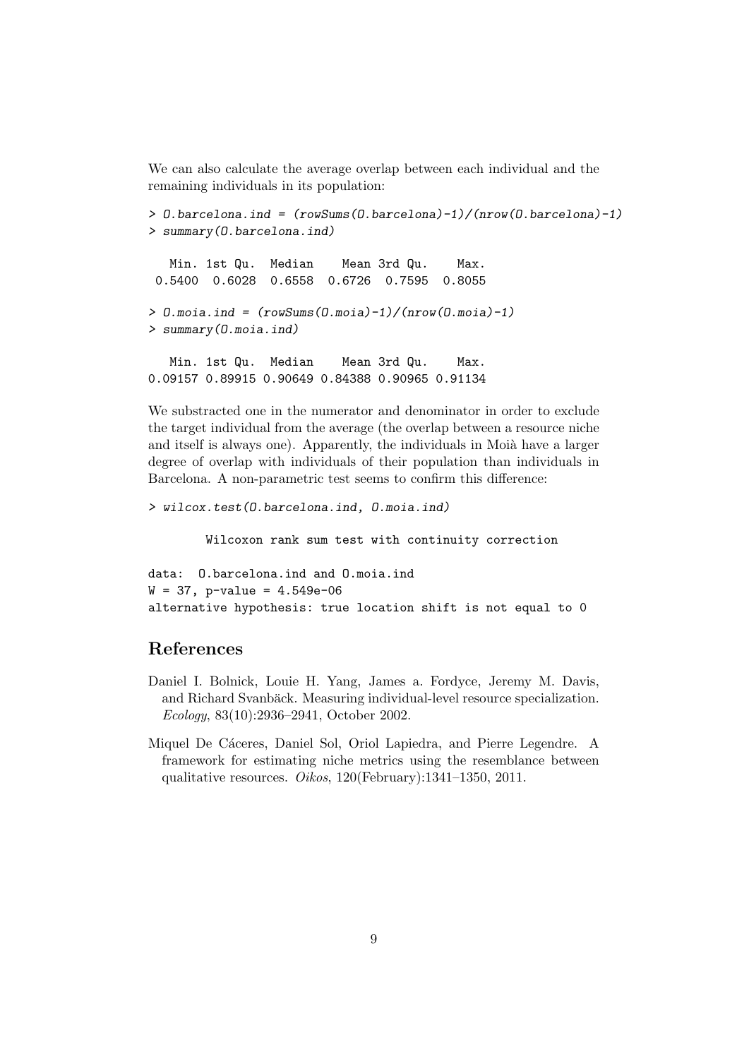We can also calculate the average overlap between each individual and the remaining individuals in its population:

```
> O.barcelona.ind = (rowSums(O.barcelona)-1)/(nrow(O.barcelona)-1)
> summary(O.barcelona.ind)

   Min. 1st Qu.  Median    Mean 3rd Qu.    Max. 
 0.5400  0.6028  0.6558  0.6726  0.7595  0.8055 

> O.moia.ind = (rowSums(O.moia)-1)/(nrow(O.moia)-1)
> summary(O.moia.ind)

   Min. 1st Qu.  Median    Mean 3rd Qu.    Max. 
0.09157 0.89915 0.90649 0.84388 0.90965 0.91134 
```

We substracted one in the numerator and denominator in order to exclude the target individual from the average (the overlap between a resource niche and itself is always one). Apparently, the individuals in Moià have a larger degree of overlap with individuals of their population than individuals in Barcelona. A non-parametric test seems to confirm this difference:

```
> wilcox.test(O.barcelona.ind, O.moia.ind)

	Wilcoxon rank sum test with continuity correction

data:  O.barcelona.ind and O.moia.ind
W = 37, p-value = 4.549e-06
alternative hypothesis: true location shift is not equal to 0
```

## References

Daniel I. Bolnick, Louie H. Yang, James a. Fordyce, Jeremy M. Davis, and Richard Svanbäck. Measuring individual-level resource specialization. *Ecology*, 83(10):2936–2941, October 2002.

Miquel De Cáceres, Daniel Sol, Oriol Lapiedra, and Pierre Legendre. A framework for estimating niche metrics using the resemblance between qualitative resources. *Oikos*, 120(February):1341–1350, 2011.